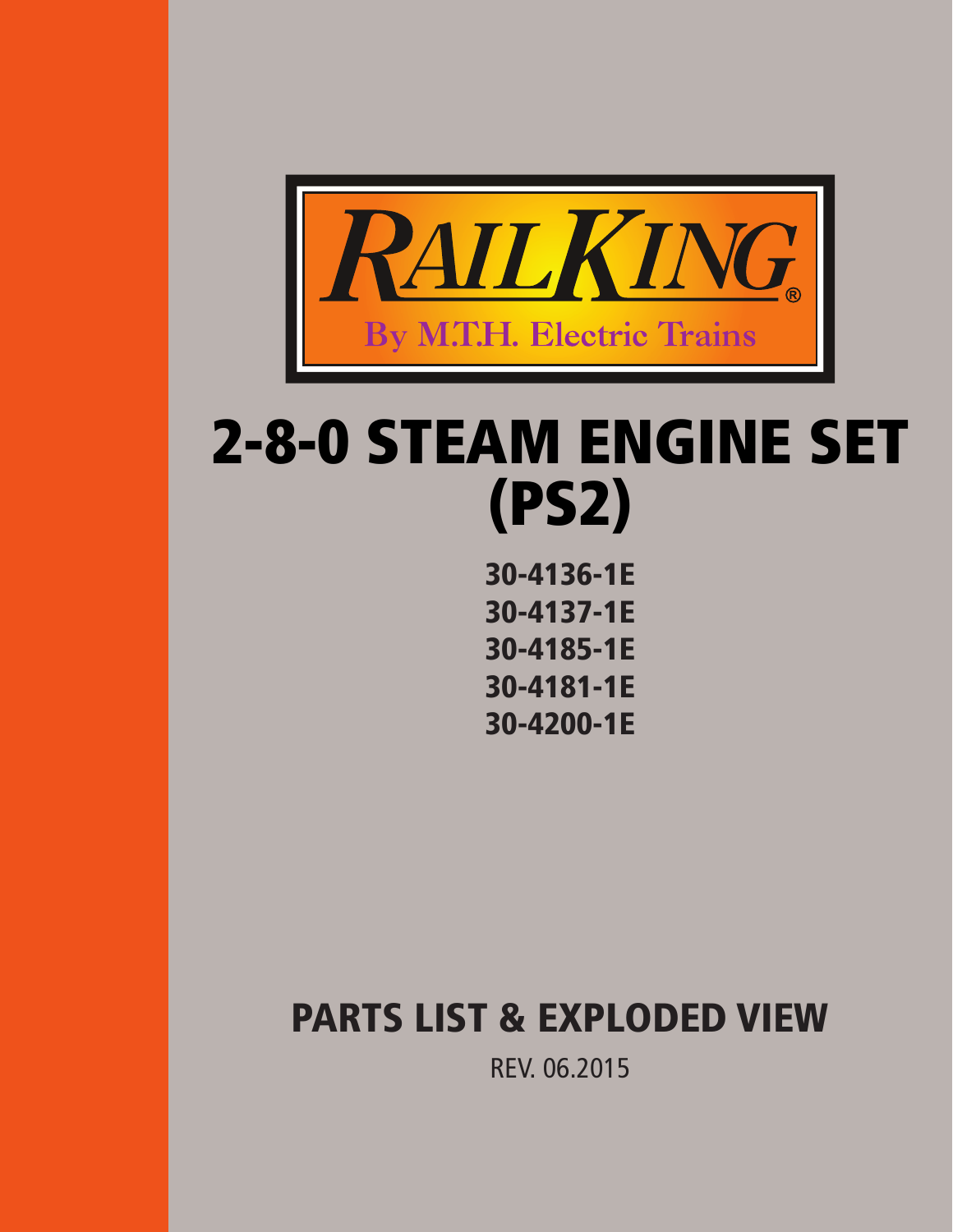RAILKING®

By M.T.H. Electric Trains

# 2-8-0 STEAM ENGINE SET (PS2)

**30-4136-1E**
**30-4137-1E**
**30-4185-1E**
**30-4181-1E**
**30-4200-1E**

## PARTS LIST & EXPLODED VIEW

REV. 06.2015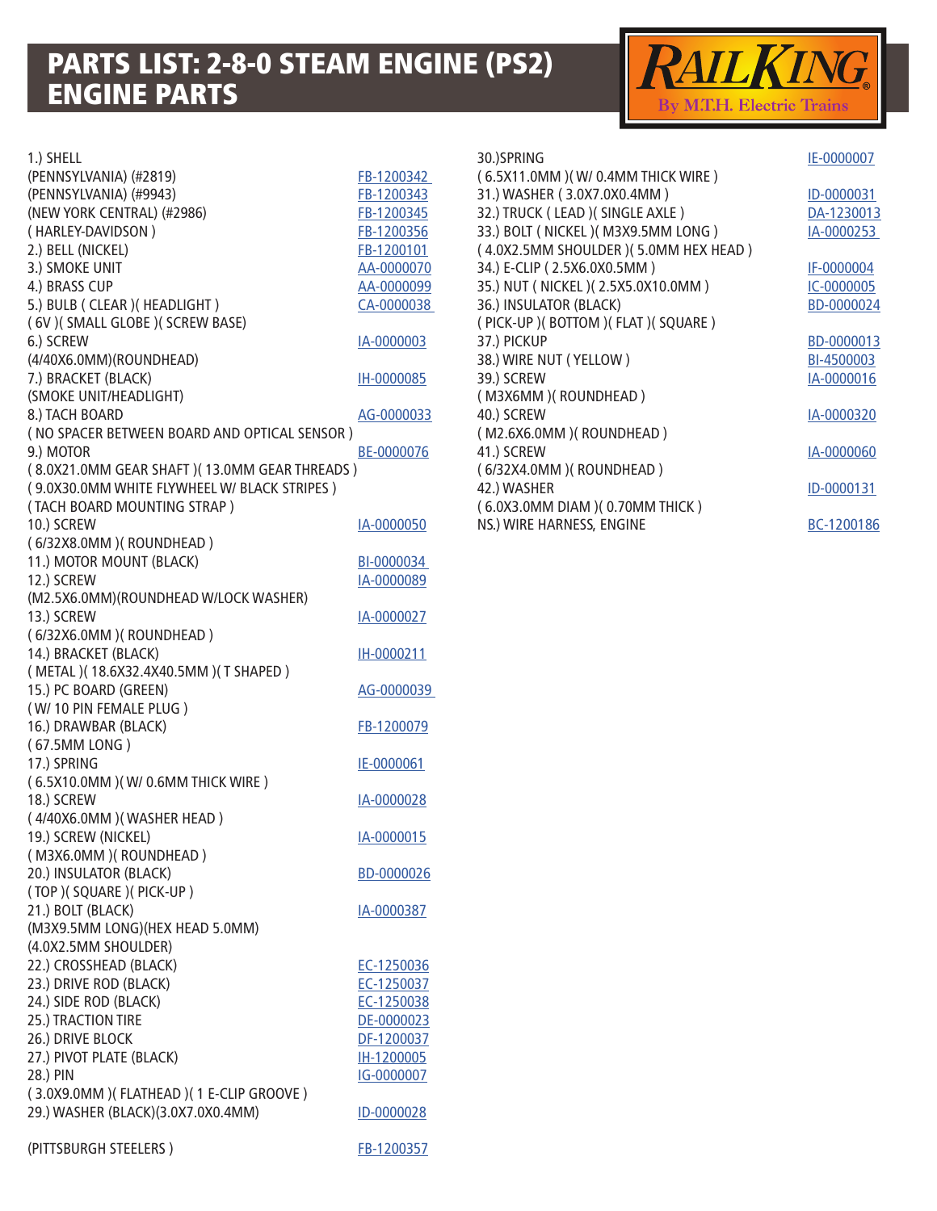# PARTS LIST: 2-8-0 STEAM ENGINE (PS2) ENGINE PARTS

RailKing By M.T.H. Electric Trains

| Part | Number |
|---|---|
| 1.) SHELL | |
| (PENNSYLVANIA) (#2819) | FB-1200342 |
| (PENNSYLVANIA) (#9943) | FB-1200343 |
| (NEW YORK CENTRAL) (#2986) | FB-1200345 |
| ( HARLEY-DAVIDSON ) | FB-1200356 |
| 2.) BELL (NICKEL) | FB-1200101 |
| 3.) SMOKE UNIT | AA-0000070 |
| 4.) BRASS CUP | AA-0000099 |
| 5.) BULB ( CLEAR )( HEADLIGHT ) ( 6V )( SMALL GLOBE )( SCREW BASE) | CA-0000038 |
| 6.) SCREW (4/40X6.0MM)(ROUNDHEAD) | IA-0000003 |
| 7.) BRACKET (BLACK) (SMOKE UNIT/HEADLIGHT) | IH-0000085 |
| 8.) TACH BOARD ( NO SPACER BETWEEN BOARD AND OPTICAL SENSOR ) | AG-0000033 |
| 9.) MOTOR ( 8.0X21.0MM GEAR SHAFT )( 13.0MM GEAR THREADS ) ( 9.0X30.0MM WHITE FLYWHEEL W/ BLACK STRIPES ) ( TACH BOARD MOUNTING STRAP ) | BE-0000076 |
| 10.) SCREW ( 6/32X8.0MM )( ROUNDHEAD ) | IA-0000050 |
| 11.) MOTOR MOUNT (BLACK) | BI-0000034 |
| 12.) SCREW (M2.5X6.0MM)(ROUNDHEAD W/LOCK WASHER) | IA-0000089 |
| 13.) SCREW ( 6/32X6.0MM )( ROUNDHEAD ) | IA-0000027 |
| 14.) BRACKET (BLACK) ( METAL )( 18.6X32.4X40.5MM )( T SHAPED ) | IH-0000211 |
| 15.) PC BOARD (GREEN) ( W/ 10 PIN FEMALE PLUG ) | AG-0000039 |
| 16.) DRAWBAR (BLACK) ( 67.5MM LONG ) | FB-1200079 |
| 17.) SPRING ( 6.5X10.0MM )( W/ 0.6MM THICK WIRE ) | IE-0000061 |
| 18.) SCREW ( 4/40X6.0MM )( WASHER HEAD ) | IA-0000028 |
| 19.) SCREW (NICKEL) ( M3X6.0MM )( ROUNDHEAD ) | IA-0000015 |
| 20.) INSULATOR (BLACK) ( TOP )( SQUARE )( PICK-UP ) | BD-0000026 |
| 21.) BOLT (BLACK) (M3X9.5MM LONG)(HEX HEAD 5.0MM) (4.0X2.5MM SHOULDER) | IA-0000387 |
| 22.) CROSSHEAD (BLACK) | EC-1250036 |
| 23.) DRIVE ROD (BLACK) | EC-1250037 |
| 24.) SIDE ROD (BLACK) | EC-1250038 |
| 25.) TRACTION TIRE | DE-0000023 |
| 26.) DRIVE BLOCK | DF-1200037 |
| 27.) PIVOT PLATE (BLACK) | IH-1200005 |
| 28.) PIN ( 3.0X9.0MM )( FLATHEAD )( 1 E-CLIP GROOVE ) | IG-0000007 |
| 29.) WASHER (BLACK)(3.0X7.0X0.4MM) | ID-0000028 |
| (PITTSBURGH STEELERS ) | FB-1200357 |
| 30.)SPRING ( 6.5X11.0MM )( W/ 0.4MM THICK WIRE ) | IE-0000007 |
| 31.) WASHER ( 3.0X7.0X0.4MM ) | ID-0000031 |
| 32.) TRUCK ( LEAD )( SINGLE AXLE ) | DA-1230013 |
| 33.) BOLT ( NICKEL )( M3X9.5MM LONG ) ( 4.0X2.5MM SHOULDER )( 5.0MM HEX HEAD ) | IA-0000253 |
| 34.) E-CLIP ( 2.5X6.0X0.5MM ) | IF-0000004 |
| 35.) NUT ( NICKEL )( 2.5X5.0X10.0MM ) | IC-0000005 |
| 36.) INSULATOR (BLACK) ( PICK-UP )( BOTTOM )( FLAT )( SQUARE ) | BD-0000024 |
| 37.) PICKUP | BD-0000013 |
| 38.) WIRE NUT ( YELLOW ) | BI-4500003 |
| 39.) SCREW ( M3X6MM )( ROUNDHEAD ) | IA-0000016 |
| 40.) SCREW ( M2.6X6.0MM )( ROUNDHEAD ) | IA-0000320 |
| 41.) SCREW ( 6/32X4.0MM )( ROUNDHEAD ) | IA-0000060 |
| 42.) WASHER ( 6.0X3.0MM DIAM )( 0.70MM THICK ) | ID-0000131 |
| NS.) WIRE HARNESS, ENGINE | BC-1200186 |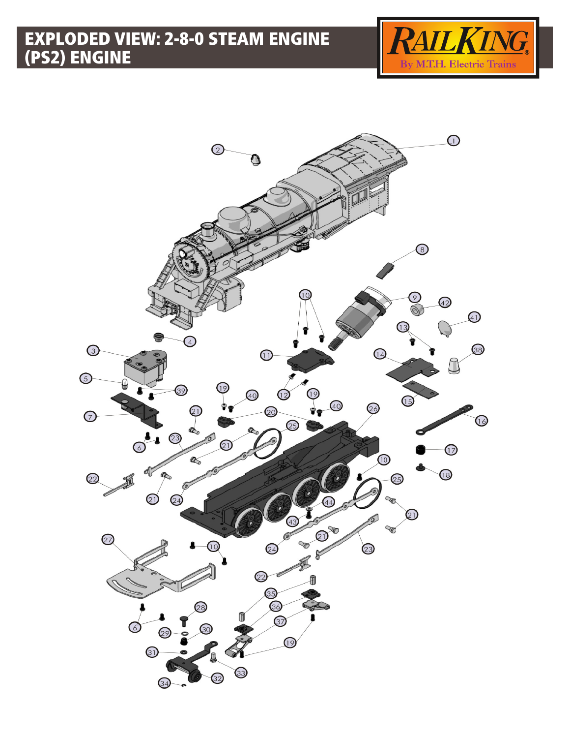# EXPLODED VIEW: 2-8-0 STEAM ENGINE (PS2) ENGINE

RAILKING By M.T.H. Electric Trains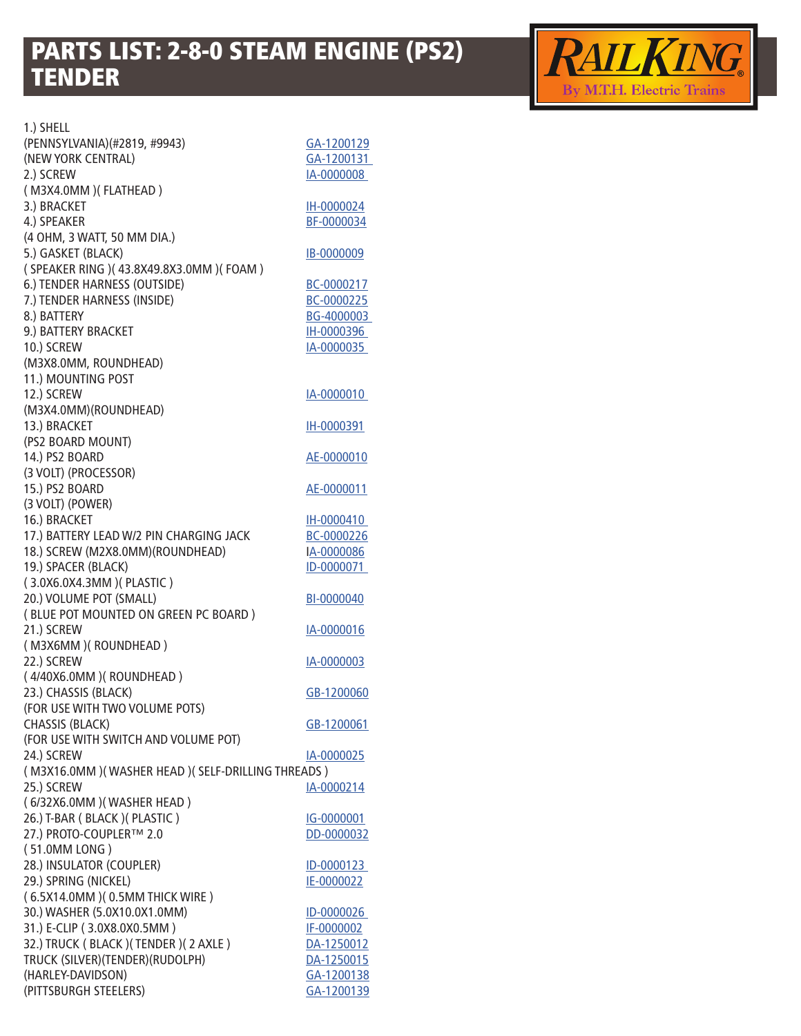# PARTS LIST: 2-8-0 STEAM ENGINE (PS2) TENDER

RailKing By M.T.H. Electric Trains

| Part | Part Number |
|---|---|
| 1.) SHELL | |
| (PENNSYLVANIA)(#2819, #9943) | GA-1200129 |
| (NEW YORK CENTRAL) | GA-1200131 |
| 2.) SCREW | IA-0000008 |
| ( M3X4.0MM )( FLATHEAD ) | |
| 3.) BRACKET | IH-0000024 |
| 4.) SPEAKER | BF-0000034 |
| (4 OHM, 3 WATT, 50 MM DIA.) | |
| 5.) GASKET (BLACK) | IB-0000009 |
| ( SPEAKER RING )( 43.8X49.8X3.0MM )( FOAM ) | |
| 6.) TENDER HARNESS (OUTSIDE) | BC-0000217 |
| 7.) TENDER HARNESS (INSIDE) | BC-0000225 |
| 8.) BATTERY | BG-4000003 |
| 9.) BATTERY BRACKET | IH-0000396 |
| 10.) SCREW | IA-0000035 |
| (M3X8.0MM, ROUNDHEAD) | |
| 11.) MOUNTING POST | |
| 12.) SCREW | IA-0000010 |
| (M3X4.0MM)(ROUNDHEAD) | |
| 13.) BRACKET | IH-0000391 |
| (PS2 BOARD MOUNT) | |
| 14.) PS2 BOARD | AE-0000010 |
| (3 VOLT) (PROCESSOR) | |
| 15.) PS2 BOARD | AE-0000011 |
| (3 VOLT) (POWER) | |
| 16.) BRACKET | IH-0000410 |
| 17.) BATTERY LEAD W/2 PIN CHARGING JACK | BC-0000226 |
| 18.) SCREW (M2X8.0MM)(ROUNDHEAD) | IA-0000086 |
| 19.) SPACER (BLACK) | ID-0000071 |
| ( 3.0X6.0X4.3MM )( PLASTIC ) | |
| 20.) VOLUME POT (SMALL) | BI-0000040 |
| ( BLUE POT MOUNTED ON GREEN PC BOARD ) | |
| 21.) SCREW | IA-0000016 |
| ( M3X6MM )( ROUNDHEAD ) | |
| 22.) SCREW | IA-0000003 |
| ( 4/40X6.0MM )( ROUNDHEAD ) | |
| 23.) CHASSIS (BLACK) | GB-1200060 |
| (FOR USE WITH TWO VOLUME POTS) | |
| CHASSIS (BLACK) | GB-1200061 |
| (FOR USE WITH SWITCH AND VOLUME POT) | |
| 24.) SCREW | IA-0000025 |
| ( M3X16.0MM )( WASHER HEAD )( SELF-DRILLING THREADS ) | |
| 25.) SCREW | IA-0000214 |
| ( 6/32X6.0MM )( WASHER HEAD ) | |
| 26.) T-BAR ( BLACK )( PLASTIC ) | IG-0000001 |
| 27.) PROTO-COUPLER™ 2.0 | DD-0000032 |
| ( 51.0MM LONG ) | |
| 28.) INSULATOR (COUPLER) | ID-0000123 |
| 29.) SPRING (NICKEL) | IE-0000022 |
| ( 6.5X14.0MM )( 0.5MM THICK WIRE ) | |
| 30.) WASHER (5.0X10.0X1.0MM) | ID-0000026 |
| 31.) E-CLIP ( 3.0X8.0X0.5MM ) | IF-0000002 |
| 32.) TRUCK ( BLACK )( TENDER )( 2 AXLE ) | DA-1250012 |
| TRUCK (SILVER)(TENDER)(RUDOLPH) | DA-1250015 |
| (HARLEY-DAVIDSON) | GA-1200138 |
| (PITTSBURGH STEELERS) | GA-1200139 |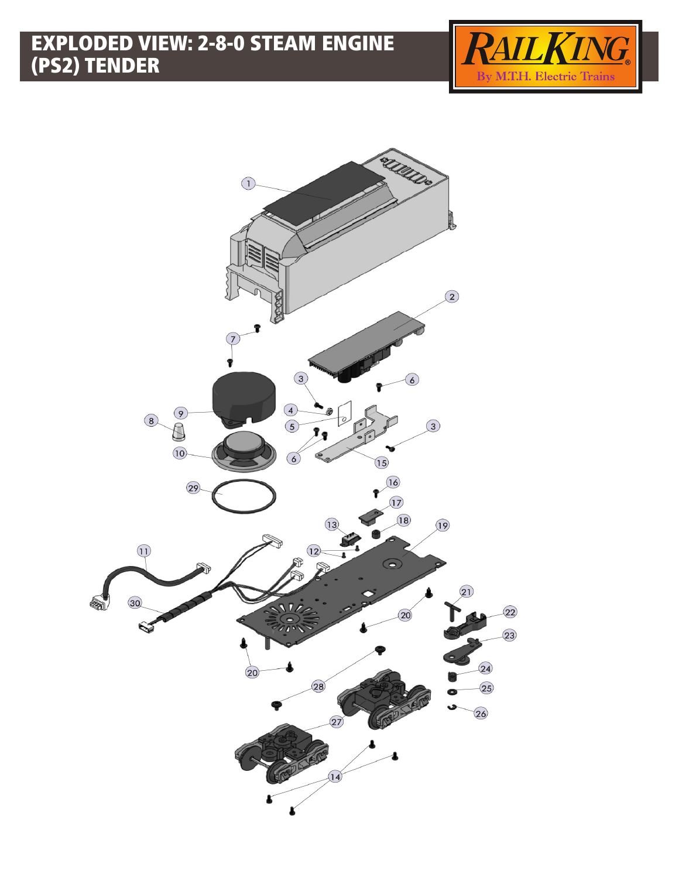# EXPLODED VIEW: 2-8-0 STEAM ENGINE (PS2) TENDER

RAILKING By M.T.H. Electric Trains

1
2
3
4
5
6
7
8
9
10
11
12
13
14
15
16
17
18
19
20
21
22
23
24
25
26
27
28
29
30